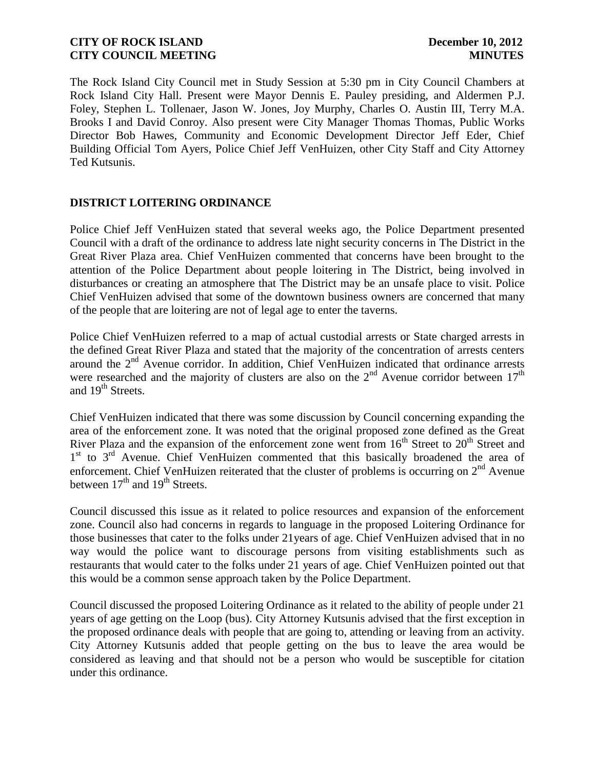The Rock Island City Council met in Study Session at 5:30 pm in City Council Chambers at Rock Island City Hall. Present were Mayor Dennis E. Pauley presiding, and Aldermen P.J. Foley, Stephen L. Tollenaer, Jason W. Jones, Joy Murphy, Charles O. Austin III, Terry M.A. Brooks I and David Conroy. Also present were City Manager Thomas Thomas, Public Works Director Bob Hawes, Community and Economic Development Director Jeff Eder, Chief Building Official Tom Ayers, Police Chief Jeff VenHuizen, other City Staff and City Attorney Ted Kutsunis.

## DISTRICT LOITERING ORDINANCE

Police Chief Jeff VenHuizen stated that several weeks ago, the Police Department presented Council with a draft of the ordinance to address late night security concerns in The District in the Great River Plaza area. Chief VenHuizen commented that concerns have been brought to the attention of the Police Department about people loitering in The District, being involved in disturbances or creating an atmosphere that The District may be an unsafe place to visit. Police Chief VenHuizen advised that some of the downtown business owners are concerned that many of the people that are loitering are not of legal age to enter the taverns.

Police Chief VenHuizen referred to a map of actual custodial arrests or State charged arrests in the defined Great River Plaza and stated that the majority of the concentration of arrests centers around the 2nd Avenue corridor. In addition, Chief VenHuizen indicated that ordinance arrests were researched and the majority of clusters are also on the 2nd Avenue corridor between 17th and 19th Streets.

Chief VenHuizen indicated that there was some discussion by Council concerning expanding the area of the enforcement zone. It was noted that the original proposed zone defined as the Great River Plaza and the expansion of the enforcement zone went from 16th Street to 20th Street and 1st to 3rd Avenue. Chief VenHuizen commented that this basically broadened the area of enforcement. Chief VenHuizen reiterated that the cluster of problems is occurring on 2nd Avenue between 17th and 19th Streets.

Council discussed this issue as it related to police resources and expansion of the enforcement zone. Council also had concerns in regards to language in the proposed Loitering Ordinance for those businesses that cater to the folks under 21years of age. Chief VenHuizen advised that in no way would the police want to discourage persons from visiting establishments such as restaurants that would cater to the folks under 21 years of age. Chief VenHuizen pointed out that this would be a common sense approach taken by the Police Department.

Council discussed the proposed Loitering Ordinance as it related to the ability of people under 21 years of age getting on the Loop (bus). City Attorney Kutsunis advised that the first exception in the proposed ordinance deals with people that are going to, attending or leaving from an activity. City Attorney Kutsunis added that people getting on the bus to leave the area would be considered as leaving and that should not be a person who would be susceptible for citation under this ordinance.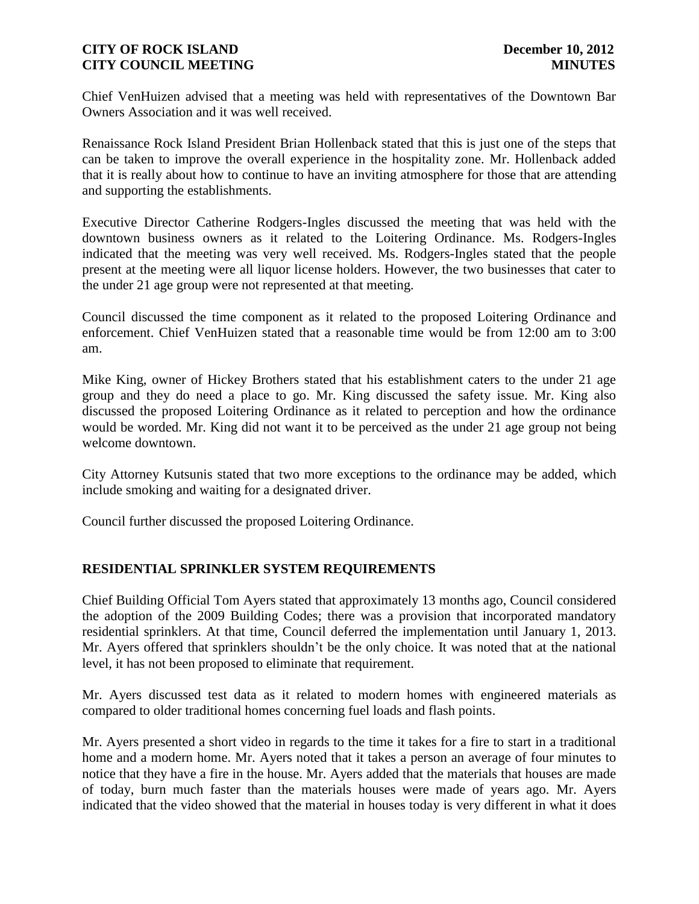Chief VenHuizen advised that a meeting was held with representatives of the Downtown Bar Owners Association and it was well received.

Renaissance Rock Island President Brian Hollenback stated that this is just one of the steps that can be taken to improve the overall experience in the hospitality zone. Mr. Hollenback added that it is really about how to continue to have an inviting atmosphere for those that are attending and supporting the establishments.

Executive Director Catherine Rodgers-Ingles discussed the meeting that was held with the downtown business owners as it related to the Loitering Ordinance. Ms. Rodgers-Ingles indicated that the meeting was very well received. Ms. Rodgers-Ingles stated that the people present at the meeting were all liquor license holders. However, the two businesses that cater to the under 21 age group were not represented at that meeting.

Council discussed the time component as it related to the proposed Loitering Ordinance and enforcement. Chief VenHuizen stated that a reasonable time would be from 12:00 am to 3:00 am.

Mike King, owner of Hickey Brothers stated that his establishment caters to the under 21 age group and they do need a place to go. Mr. King discussed the safety issue. Mr. King also discussed the proposed Loitering Ordinance as it related to perception and how the ordinance would be worded. Mr. King did not want it to be perceived as the under 21 age group not being welcome downtown.

City Attorney Kutsunis stated that two more exceptions to the ordinance may be added, which include smoking and waiting for a designated driver.

Council further discussed the proposed Loitering Ordinance.

## RESIDENTIAL SPRINKLER SYSTEM REQUIREMENTS

Chief Building Official Tom Ayers stated that approximately 13 months ago, Council considered the adoption of the 2009 Building Codes; there was a provision that incorporated mandatory residential sprinklers. At that time, Council deferred the implementation until January 1, 2013. Mr. Ayers offered that sprinklers shouldn't be the only choice. It was noted that at the national level, it has not been proposed to eliminate that requirement.

Mr. Ayers discussed test data as it related to modern homes with engineered materials as compared to older traditional homes concerning fuel loads and flash points.

Mr. Ayers presented a short video in regards to the time it takes for a fire to start in a traditional home and a modern home. Mr. Ayers noted that it takes a person an average of four minutes to notice that they have a fire in the house. Mr. Ayers added that the materials that houses are made of today, burn much faster than the materials houses were made of years ago. Mr. Ayers indicated that the video showed that the material in houses today is very different in what it does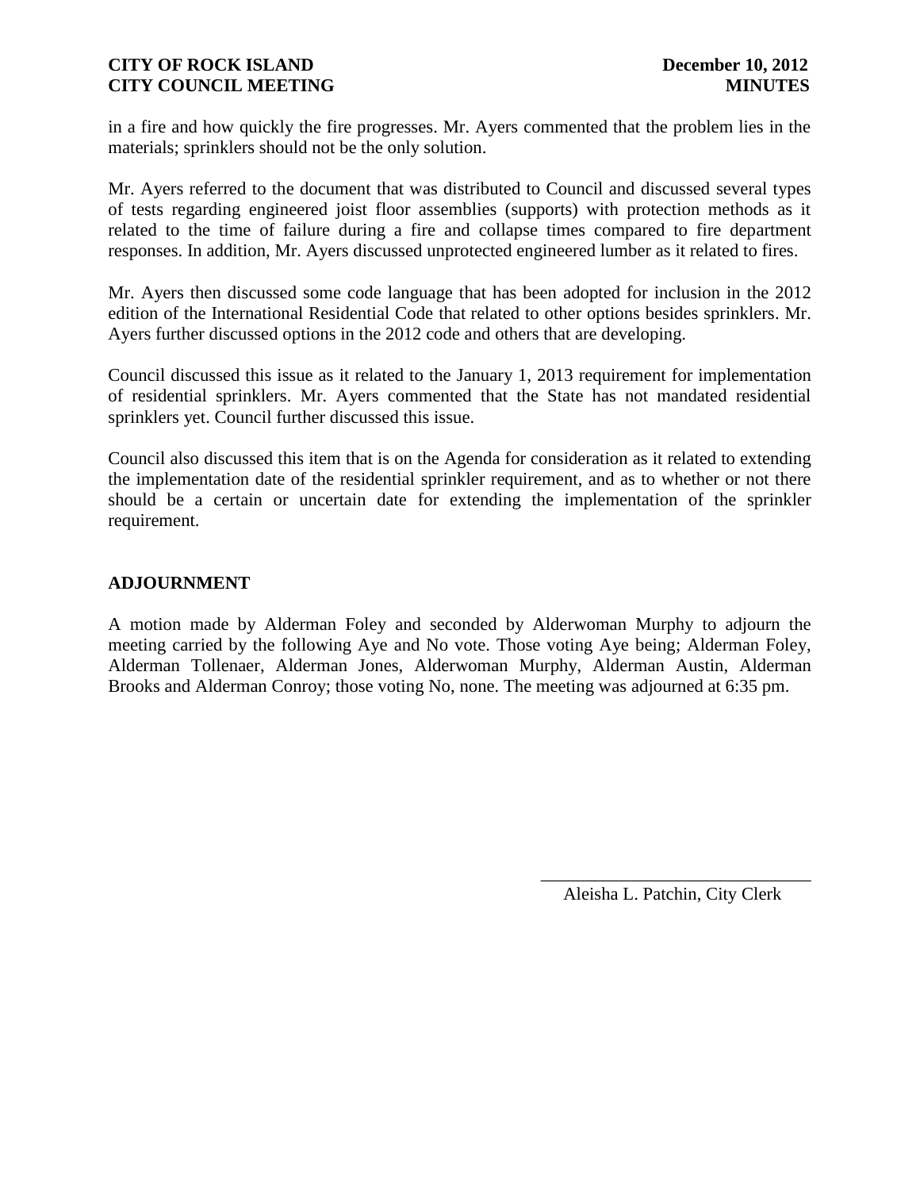in a fire and how quickly the fire progresses. Mr. Ayers commented that the problem lies in the materials; sprinklers should not be the only solution.

Mr. Ayers referred to the document that was distributed to Council and discussed several types of tests regarding engineered joist floor assemblies (supports) with protection methods as it related to the time of failure during a fire and collapse times compared to fire department responses. In addition, Mr. Ayers discussed unprotected engineered lumber as it related to fires.

Mr. Ayers then discussed some code language that has been adopted for inclusion in the 2012 edition of the International Residential Code that related to other options besides sprinklers. Mr. Ayers further discussed options in the 2012 code and others that are developing.

Council discussed this issue as it related to the January 1, 2013 requirement for implementation of residential sprinklers. Mr. Ayers commented that the State has not mandated residential sprinklers yet. Council further discussed this issue.

Council also discussed this item that is on the Agenda for consideration as it related to extending the implementation date of the residential sprinkler requirement, and as to whether or not there should be a certain or uncertain date for extending the implementation of the sprinkler requirement.

## ADJOURNMENT

A motion made by Alderman Foley and seconded by Alderwoman Murphy to adjourn the meeting carried by the following Aye and No vote. Those voting Aye being; Alderman Foley, Alderman Tollenaer, Alderman Jones, Alderwoman Murphy, Alderman Austin, Alderman Brooks and Alderman Conroy; those voting No, none. The meeting was adjourned at 6:35 pm.

\_\_\_\_\_\_\_\_\_\_\_\_\_\_\_\_\_\_\_\_\_\_\_\_\_\_\_\_\_\_

Aleisha L. Patchin, City Clerk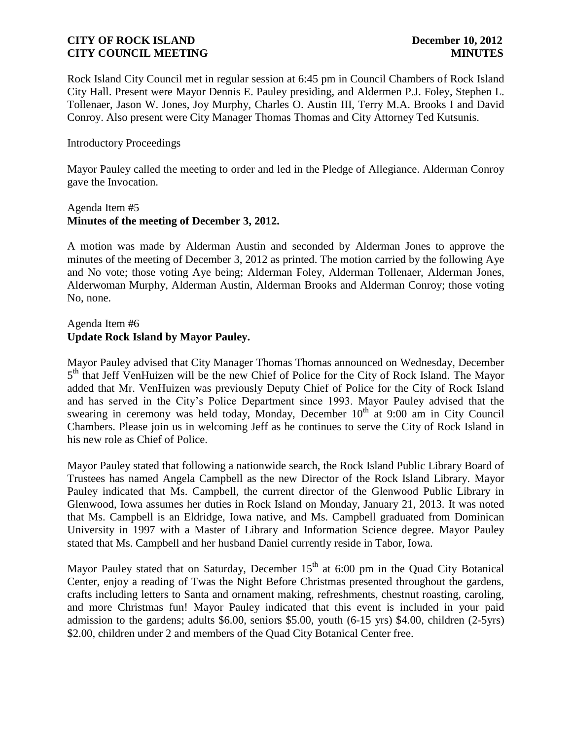Rock Island City Council met in regular session at 6:45 pm in Council Chambers of Rock Island City Hall. Present were Mayor Dennis E. Pauley presiding, and Aldermen P.J. Foley, Stephen L. Tollenaer, Jason W. Jones, Joy Murphy, Charles O. Austin III, Terry M.A. Brooks I and David Conroy. Also present were City Manager Thomas Thomas and City Attorney Ted Kutsunis.

Introductory Proceedings

Mayor Pauley called the meeting to order and led in the Pledge of Allegiance. Alderman Conroy gave the Invocation.

Agenda Item #5
**Minutes of the meeting of December 3, 2012.**

A motion was made by Alderman Austin and seconded by Alderman Jones to approve the minutes of the meeting of December 3, 2012 as printed. The motion carried by the following Aye and No vote; those voting Aye being; Alderman Foley, Alderman Tollenaer, Alderman Jones, Alderwoman Murphy, Alderman Austin, Alderman Brooks and Alderman Conroy; those voting No, none.

Agenda Item #6
**Update Rock Island by Mayor Pauley.**

Mayor Pauley advised that City Manager Thomas Thomas announced on Wednesday, December 5th that Jeff VenHuizen will be the new Chief of Police for the City of Rock Island. The Mayor added that Mr. VenHuizen was previously Deputy Chief of Police for the City of Rock Island and has served in the City's Police Department since 1993. Mayor Pauley advised that the swearing in ceremony was held today, Monday, December 10th at 9:00 am in City Council Chambers. Please join us in welcoming Jeff as he continues to serve the City of Rock Island in his new role as Chief of Police.

Mayor Pauley stated that following a nationwide search, the Rock Island Public Library Board of Trustees has named Angela Campbell as the new Director of the Rock Island Library. Mayor Pauley indicated that Ms. Campbell, the current director of the Glenwood Public Library in Glenwood, Iowa assumes her duties in Rock Island on Monday, January 21, 2013. It was noted that Ms. Campbell is an Eldridge, Iowa native, and Ms. Campbell graduated from Dominican University in 1997 with a Master of Library and Information Science degree. Mayor Pauley stated that Ms. Campbell and her husband Daniel currently reside in Tabor, Iowa.

Mayor Pauley stated that on Saturday, December 15th at 6:00 pm in the Quad City Botanical Center, enjoy a reading of Twas the Night Before Christmas presented throughout the gardens, crafts including letters to Santa and ornament making, refreshments, chestnut roasting, caroling, and more Christmas fun! Mayor Pauley indicated that this event is included in your paid admission to the gardens; adults $6.00, seniors $5.00, youth (6-15 yrs) $4.00, children (2-5yrs) $2.00, children under 2 and members of the Quad City Botanical Center free.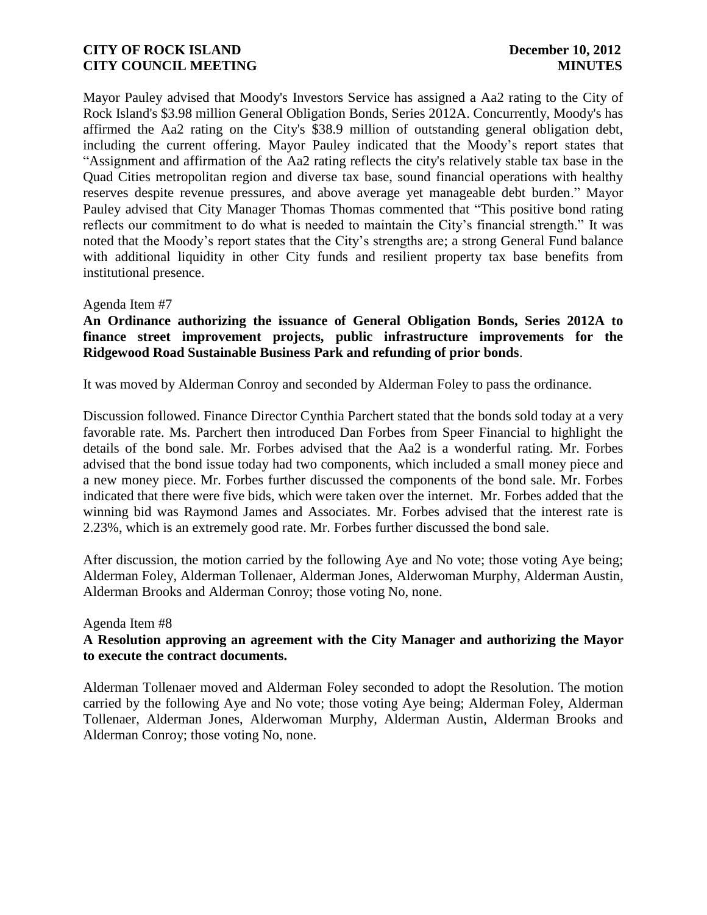Mayor Pauley advised that Moody's Investors Service has assigned a Aa2 rating to the City of Rock Island's $3.98 million General Obligation Bonds, Series 2012A. Concurrently, Moody's has affirmed the Aa2 rating on the City's $38.9 million of outstanding general obligation debt, including the current offering. Mayor Pauley indicated that the Moody's report states that "Assignment and affirmation of the Aa2 rating reflects the city's relatively stable tax base in the Quad Cities metropolitan region and diverse tax base, sound financial operations with healthy reserves despite revenue pressures, and above average yet manageable debt burden." Mayor Pauley advised that City Manager Thomas Thomas commented that "This positive bond rating reflects our commitment to do what is needed to maintain the City's financial strength." It was noted that the Moody's report states that the City's strengths are; a strong General Fund balance with additional liquidity in other City funds and resilient property tax base benefits from institutional presence.

Agenda Item #7

**An Ordinance authorizing the issuance of General Obligation Bonds, Series 2012A to finance street improvement projects, public infrastructure improvements for the Ridgewood Road Sustainable Business Park and refunding of prior bonds**.

It was moved by Alderman Conroy and seconded by Alderman Foley to pass the ordinance.

Discussion followed. Finance Director Cynthia Parchert stated that the bonds sold today at a very favorable rate. Ms. Parchert then introduced Dan Forbes from Speer Financial to highlight the details of the bond sale. Mr. Forbes advised that the Aa2 is a wonderful rating. Mr. Forbes advised that the bond issue today had two components, which included a small money piece and a new money piece. Mr. Forbes further discussed the components of the bond sale. Mr. Forbes indicated that there were five bids, which were taken over the internet. Mr. Forbes added that the winning bid was Raymond James and Associates. Mr. Forbes advised that the interest rate is 2.23%, which is an extremely good rate. Mr. Forbes further discussed the bond sale.

After discussion, the motion carried by the following Aye and No vote; those voting Aye being; Alderman Foley, Alderman Tollenaer, Alderman Jones, Alderwoman Murphy, Alderman Austin, Alderman Brooks and Alderman Conroy; those voting No, none.

Agenda Item #8

**A Resolution approving an agreement with the City Manager and authorizing the Mayor to execute the contract documents.**

Alderman Tollenaer moved and Alderman Foley seconded to adopt the Resolution. The motion carried by the following Aye and No vote; those voting Aye being; Alderman Foley, Alderman Tollenaer, Alderman Jones, Alderwoman Murphy, Alderman Austin, Alderman Brooks and Alderman Conroy; those voting No, none.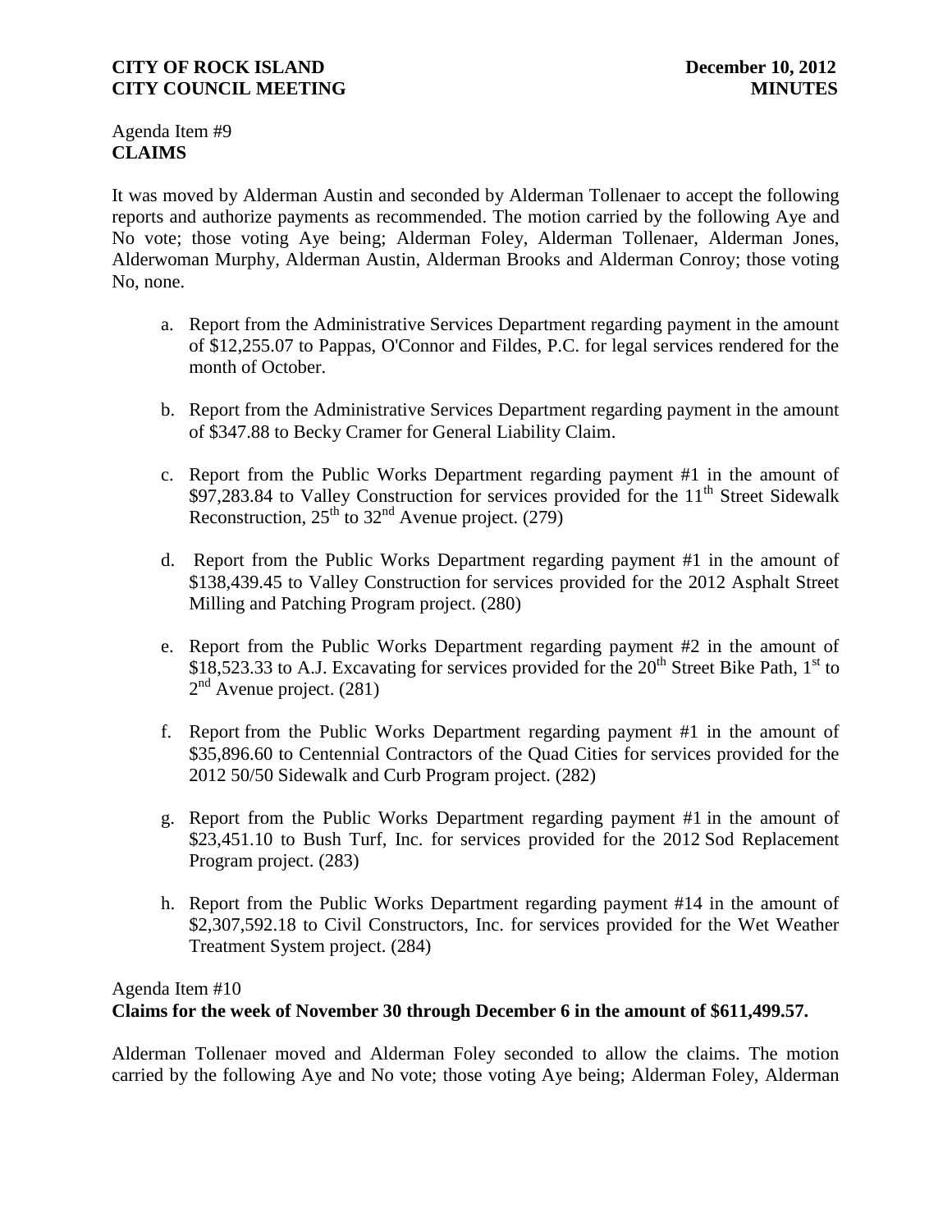Agenda Item #9
**CLAIMS**

It was moved by Alderman Austin and seconded by Alderman Tollenaer to accept the following reports and authorize payments as recommended. The motion carried by the following Aye and No vote; those voting Aye being; Alderman Foley, Alderman Tollenaer, Alderman Jones, Alderwoman Murphy, Alderman Austin, Alderman Brooks and Alderman Conroy; those voting No, none.

a. Report from the Administrative Services Department regarding payment in the amount of $12,255.07 to Pappas, O'Connor and Fildes, P.C. for legal services rendered for the month of October.

b. Report from the Administrative Services Department regarding payment in the amount of $347.88 to Becky Cramer for General Liability Claim.

c. Report from the Public Works Department regarding payment #1 in the amount of $97,283.84 to Valley Construction for services provided for the 11th Street Sidewalk Reconstruction, 25th to 32nd Avenue project. (279)

d. Report from the Public Works Department regarding payment #1 in the amount of $138,439.45 to Valley Construction for services provided for the 2012 Asphalt Street Milling and Patching Program project. (280)

e. Report from the Public Works Department regarding payment #2 in the amount of $18,523.33 to A.J. Excavating for services provided for the 20th Street Bike Path, 1st to 2nd Avenue project. (281)

f. Report from the Public Works Department regarding payment #1 in the amount of $35,896.60 to Centennial Contractors of the Quad Cities for services provided for the 2012 50/50 Sidewalk and Curb Program project. (282)

g. Report from the Public Works Department regarding payment #1 in the amount of $23,451.10 to Bush Turf, Inc. for services provided for the 2012 Sod Replacement Program project. (283)

h. Report from the Public Works Department regarding payment #14 in the amount of $2,307,592.18 to Civil Constructors, Inc. for services provided for the Wet Weather Treatment System project. (284)

Agenda Item #10
**Claims for the week of November 30 through December 6 in the amount of $611,499.57.**

Alderman Tollenaer moved and Alderman Foley seconded to allow the claims. The motion carried by the following Aye and No vote; those voting Aye being; Alderman Foley, Alderman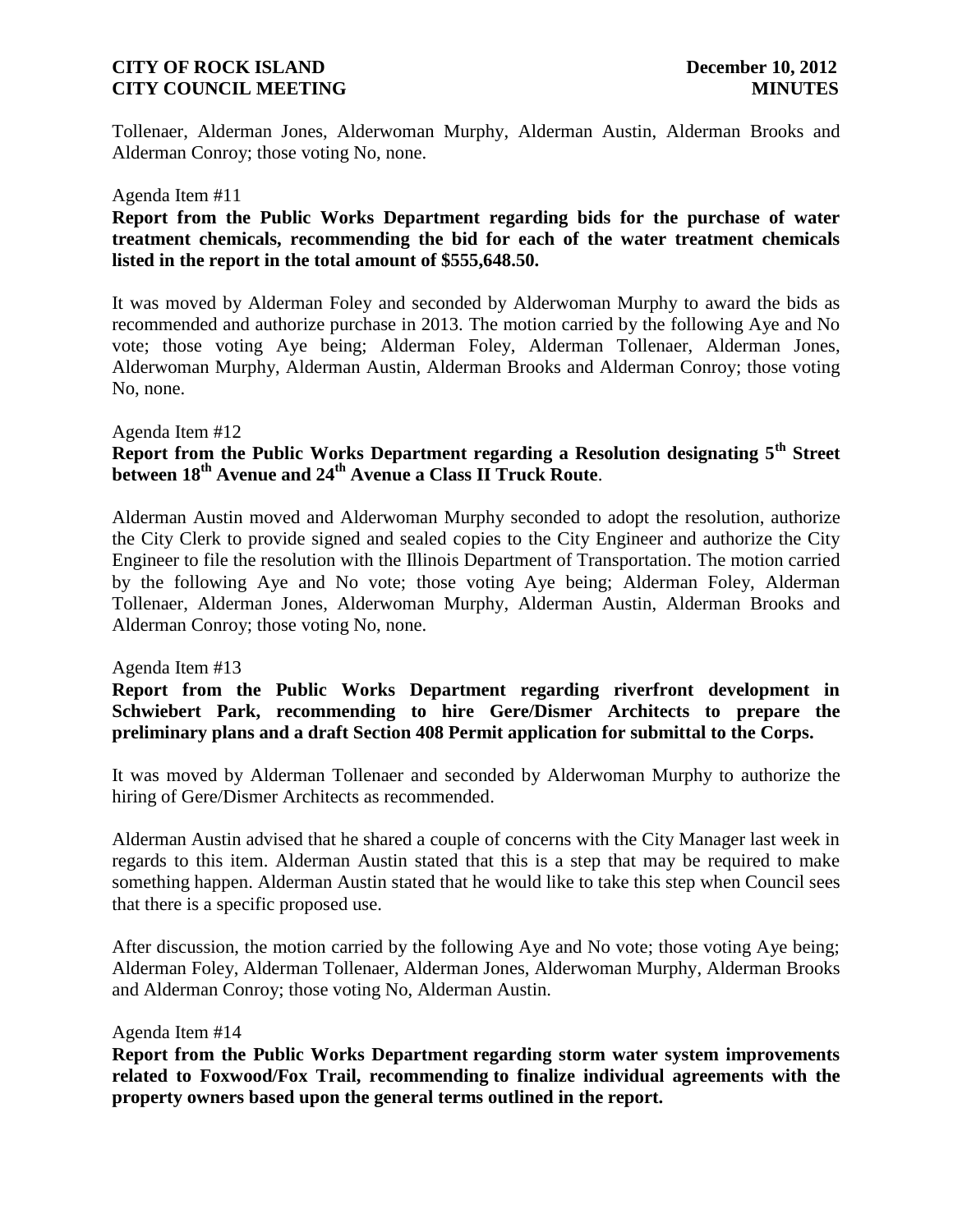Tollenaer, Alderman Jones, Alderwoman Murphy, Alderman Austin, Alderman Brooks and Alderman Conroy; those voting No, none.

Agenda Item #11

**Report from the Public Works Department regarding bids for the purchase of water treatment chemicals, recommending the bid for each of the water treatment chemicals listed in the report in the total amount of $555,648.50.**

It was moved by Alderman Foley and seconded by Alderwoman Murphy to award the bids as recommended and authorize purchase in 2013. The motion carried by the following Aye and No vote; those voting Aye being; Alderman Foley, Alderman Tollenaer, Alderman Jones, Alderwoman Murphy, Alderman Austin, Alderman Brooks and Alderman Conroy; those voting No, none.

Agenda Item #12

**Report from the Public Works Department regarding a Resolution designating 5th Street between 18th Avenue and 24th Avenue a Class II Truck Route**.

Alderman Austin moved and Alderwoman Murphy seconded to adopt the resolution, authorize the City Clerk to provide signed and sealed copies to the City Engineer and authorize the City Engineer to file the resolution with the Illinois Department of Transportation. The motion carried by the following Aye and No vote; those voting Aye being; Alderman Foley, Alderman Tollenaer, Alderman Jones, Alderwoman Murphy, Alderman Austin, Alderman Brooks and Alderman Conroy; those voting No, none.

Agenda Item #13

**Report from the Public Works Department regarding riverfront development in Schwiebert Park, recommending to hire Gere/Dismer Architects to prepare the preliminary plans and a draft Section 408 Permit application for submittal to the Corps.**

It was moved by Alderman Tollenaer and seconded by Alderwoman Murphy to authorize the hiring of Gere/Dismer Architects as recommended.

Alderman Austin advised that he shared a couple of concerns with the City Manager last week in regards to this item. Alderman Austin stated that this is a step that may be required to make something happen. Alderman Austin stated that he would like to take this step when Council sees that there is a specific proposed use.

After discussion, the motion carried by the following Aye and No vote; those voting Aye being; Alderman Foley, Alderman Tollenaer, Alderman Jones, Alderwoman Murphy, Alderman Brooks and Alderman Conroy; those voting No, Alderman Austin.

Agenda Item #14

**Report from the Public Works Department regarding storm water system improvements related to Foxwood/Fox Trail, recommending to finalize individual agreements with the property owners based upon the general terms outlined in the report.**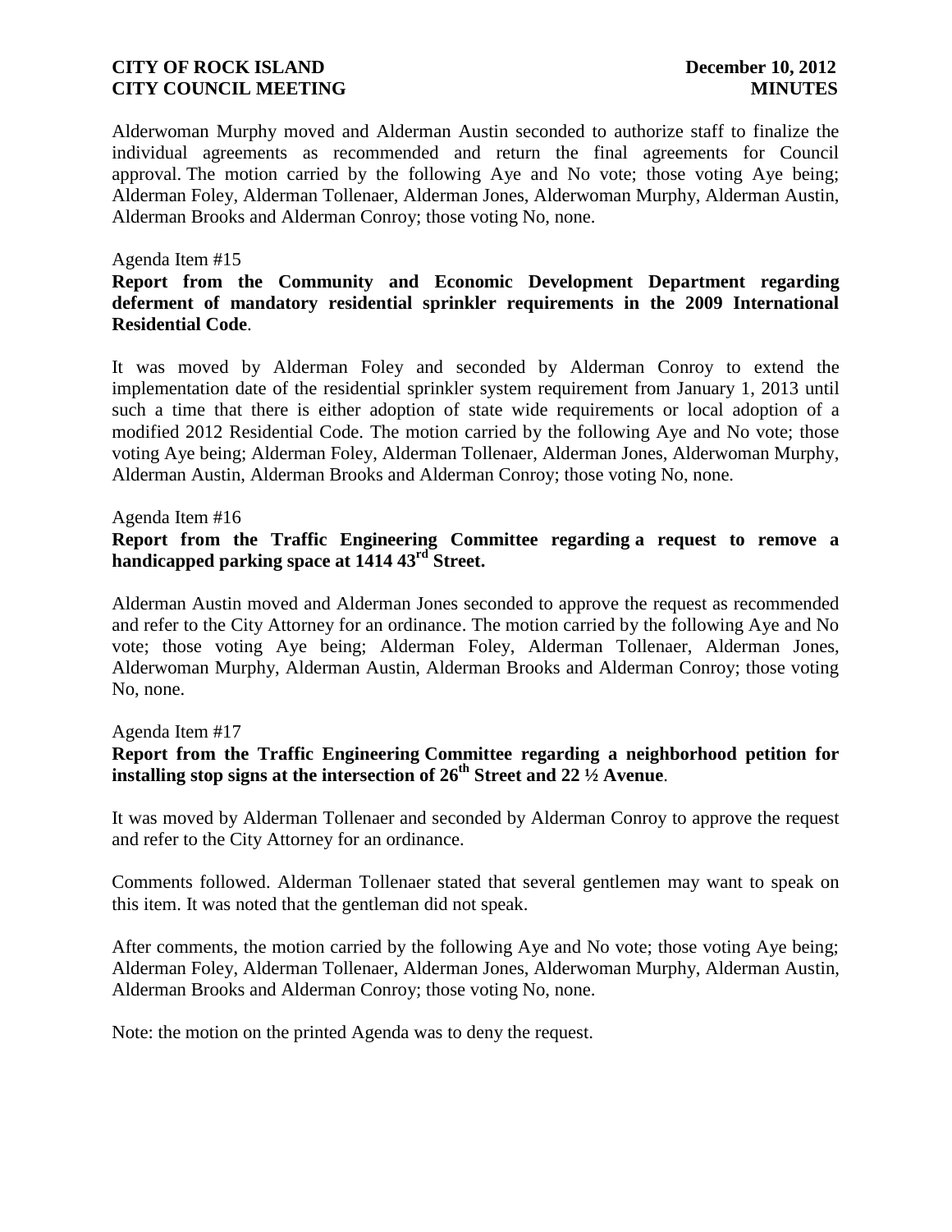Alderwoman Murphy moved and Alderman Austin seconded to authorize staff to finalize the individual agreements as recommended and return the final agreements for Council approval. The motion carried by the following Aye and No vote; those voting Aye being; Alderman Foley, Alderman Tollenaer, Alderman Jones, Alderwoman Murphy, Alderman Austin, Alderman Brooks and Alderman Conroy; those voting No, none.

Agenda Item #15

**Report from the Community and Economic Development Department regarding deferment of mandatory residential sprinkler requirements in the 2009 International Residential Code**.

It was moved by Alderman Foley and seconded by Alderman Conroy to extend the implementation date of the residential sprinkler system requirement from January 1, 2013 until such a time that there is either adoption of state wide requirements or local adoption of a modified 2012 Residential Code. The motion carried by the following Aye and No vote; those voting Aye being; Alderman Foley, Alderman Tollenaer, Alderman Jones, Alderwoman Murphy, Alderman Austin, Alderman Brooks and Alderman Conroy; those voting No, none.

Agenda Item #16

**Report from the Traffic Engineering Committee regarding a request to remove a handicapped parking space at 1414 43rd Street.**

Alderman Austin moved and Alderman Jones seconded to approve the request as recommended and refer to the City Attorney for an ordinance. The motion carried by the following Aye and No vote; those voting Aye being; Alderman Foley, Alderman Tollenaer, Alderman Jones, Alderwoman Murphy, Alderman Austin, Alderman Brooks and Alderman Conroy; those voting No, none.

Agenda Item #17

**Report from the Traffic Engineering Committee regarding a neighborhood petition for installing stop signs at the intersection of 26th Street and 22 ½ Avenue**.

It was moved by Alderman Tollenaer and seconded by Alderman Conroy to approve the request and refer to the City Attorney for an ordinance.

Comments followed. Alderman Tollenaer stated that several gentlemen may want to speak on this item. It was noted that the gentleman did not speak.

After comments, the motion carried by the following Aye and No vote; those voting Aye being; Alderman Foley, Alderman Tollenaer, Alderman Jones, Alderwoman Murphy, Alderman Austin, Alderman Brooks and Alderman Conroy; those voting No, none.

Note: the motion on the printed Agenda was to deny the request.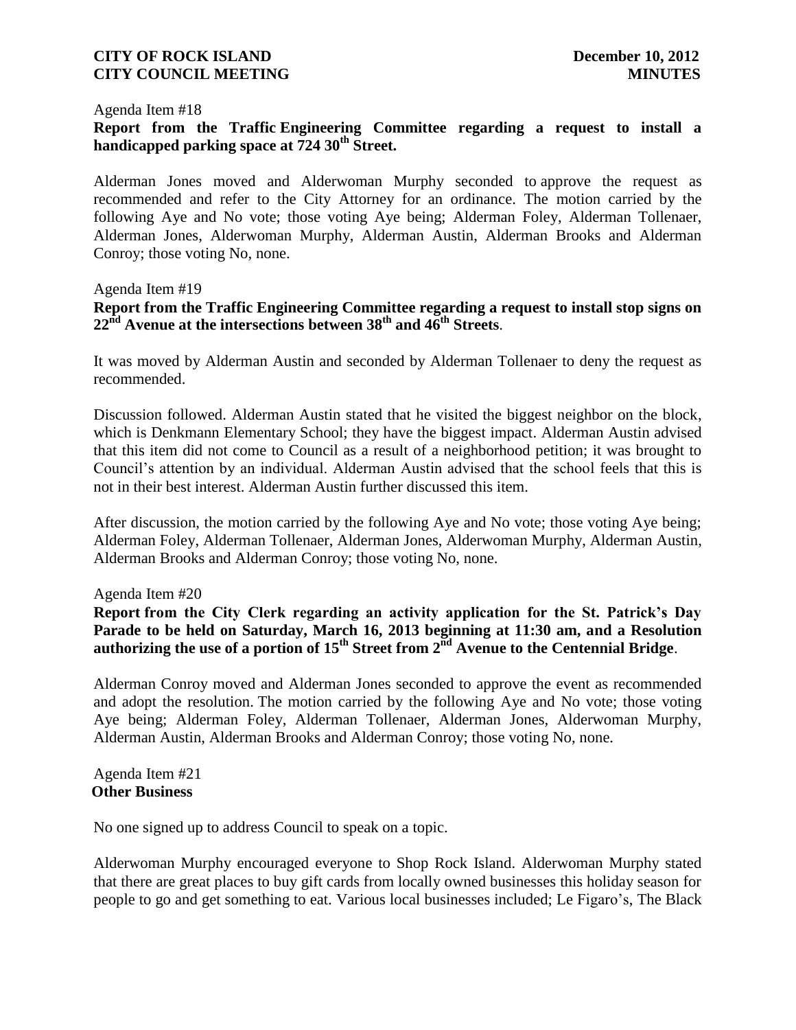Agenda Item #18

**Report from the Traffic Engineering Committee regarding a request to install a handicapped parking space at 724 30th Street.**

Alderman Jones moved and Alderwoman Murphy seconded to approve the request as recommended and refer to the City Attorney for an ordinance. The motion carried by the following Aye and No vote; those voting Aye being; Alderman Foley, Alderman Tollenaer, Alderman Jones, Alderwoman Murphy, Alderman Austin, Alderman Brooks and Alderman Conroy; those voting No, none.

Agenda Item #19

**Report from the Traffic Engineering Committee regarding a request to install stop signs on 22nd Avenue at the intersections between 38th and 46th Streets.**

It was moved by Alderman Austin and seconded by Alderman Tollenaer to deny the request as recommended.

Discussion followed. Alderman Austin stated that he visited the biggest neighbor on the block, which is Denkmann Elementary School; they have the biggest impact. Alderman Austin advised that this item did not come to Council as a result of a neighborhood petition; it was brought to Council's attention by an individual. Alderman Austin advised that the school feels that this is not in their best interest. Alderman Austin further discussed this item.

After discussion, the motion carried by the following Aye and No vote; those voting Aye being; Alderman Foley, Alderman Tollenaer, Alderman Jones, Alderwoman Murphy, Alderman Austin, Alderman Brooks and Alderman Conroy; those voting No, none.

Agenda Item #20

**Report from the City Clerk regarding an activity application for the St. Patrick's Day Parade to be held on Saturday, March 16, 2013 beginning at 11:30 am, and a Resolution authorizing the use of a portion of 15th Street from 2nd Avenue to the Centennial Bridge.**

Alderman Conroy moved and Alderman Jones seconded to approve the event as recommended and adopt the resolution. The motion carried by the following Aye and No vote; those voting Aye being; Alderman Foley, Alderman Tollenaer, Alderman Jones, Alderwoman Murphy, Alderman Austin, Alderman Brooks and Alderman Conroy; those voting No, none.

Agenda Item #21

**Other Business**

No one signed up to address Council to speak on a topic.

Alderwoman Murphy encouraged everyone to Shop Rock Island. Alderwoman Murphy stated that there are great places to buy gift cards from locally owned businesses this holiday season for people to go and get something to eat. Various local businesses included; Le Figaro's, The Black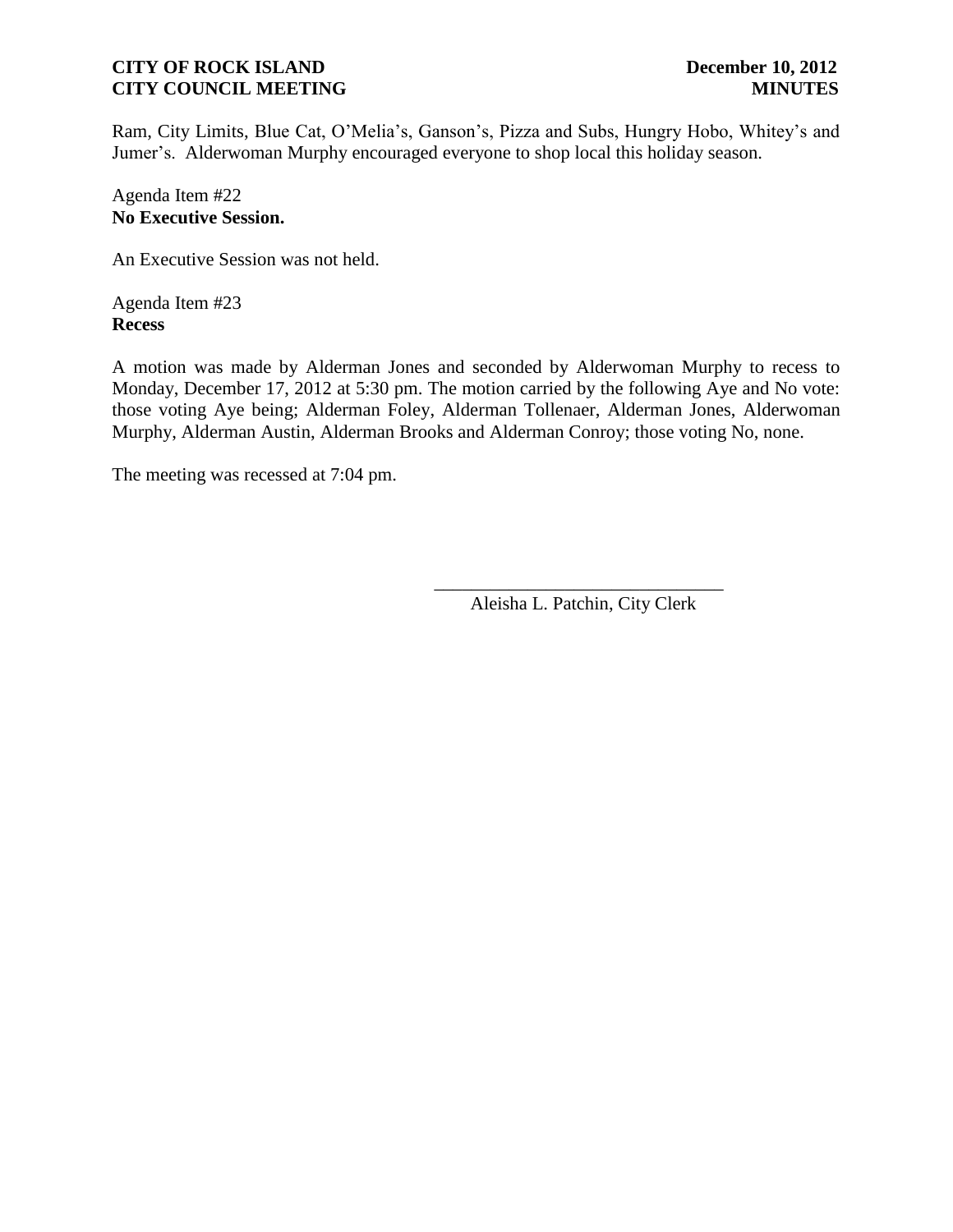Ram, City Limits, Blue Cat, O'Melia's, Ganson's, Pizza and Subs, Hungry Hobo, Whitey's and Jumer's. Alderwoman Murphy encouraged everyone to shop local this holiday season.

Agenda Item #22
**No Executive Session.**

An Executive Session was not held.

Agenda Item #23
**Recess**

A motion was made by Alderman Jones and seconded by Alderwoman Murphy to recess to Monday, December 17, 2012 at 5:30 pm. The motion carried by the following Aye and No vote: those voting Aye being; Alderman Foley, Alderman Tollenaer, Alderman Jones, Alderwoman Murphy, Alderman Austin, Alderman Brooks and Alderman Conroy; those voting No, none.

The meeting was recessed at 7:04 pm.

_______________________________
Aleisha L. Patchin, City Clerk